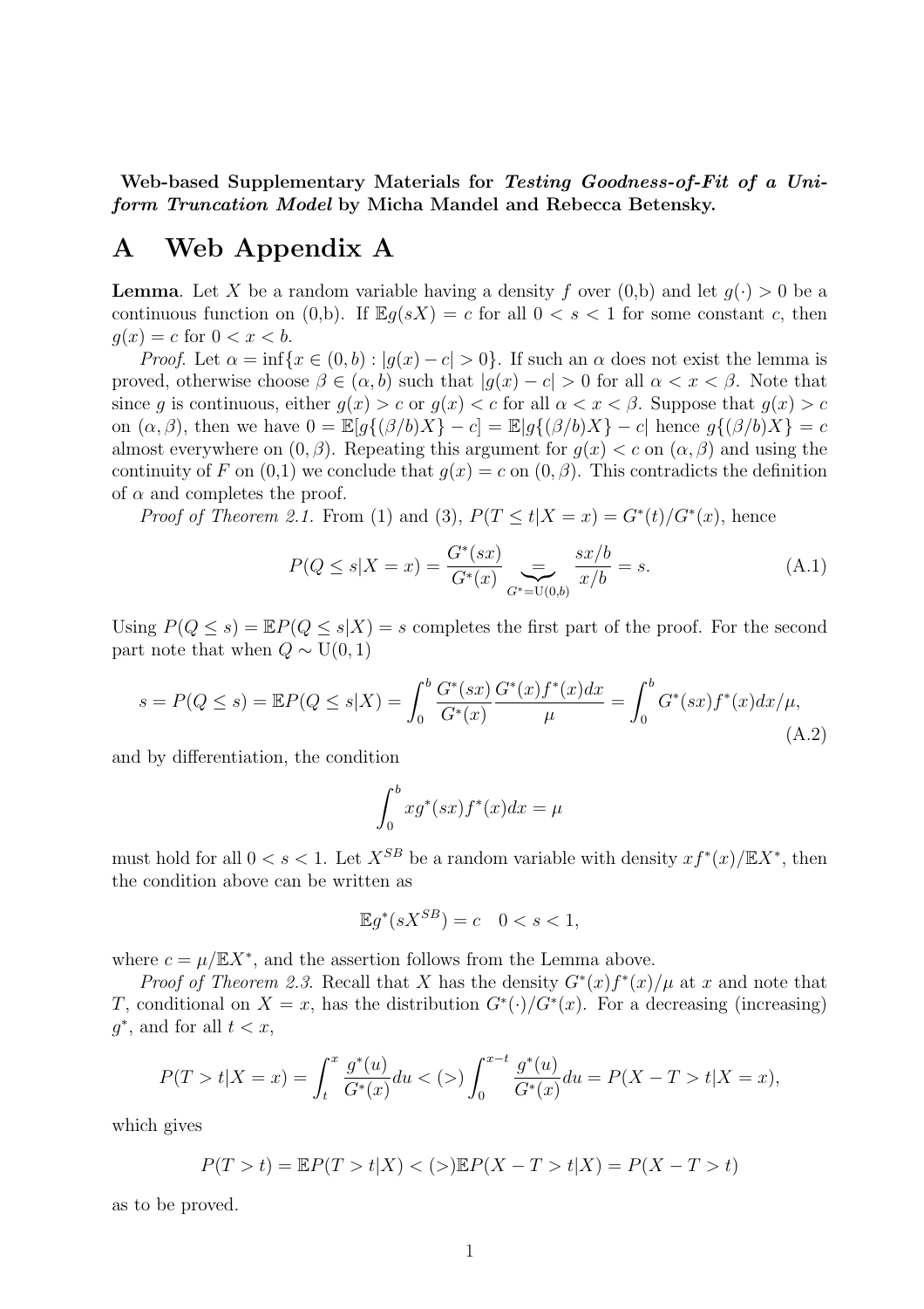**Web-based Supplementary Materials for *Testing Goodness-of-Fit of a Uniform Truncation Model* by Micha Mandel and Rebecca Betensky.**

# A Web Appendix A

**Lemma**. Let $X$ be a random variable having a density $f$ over (0,b) and let $g(\cdot) > 0$ be a continuous function on (0,b). If $\mathbb{E}g(sX) = c$ for all $0 < s < 1$ for some constant $c$, then $g(x) = c$ for $0 < x < b$.

*Proof.* Let $\alpha = \inf\{x \in (0,b) : |g(x) - c| > 0\}$. If such an $\alpha$ does not exist the lemma is proved, otherwise choose $\beta \in (\alpha, b)$ such that $|g(x) - c| > 0$ for all $\alpha < x < \beta$. Note that since $g$ is continuous, either $g(x) > c$ or $g(x) < c$ for all $\alpha < x < \beta$. Suppose that $g(x) > c$ on $(\alpha, \beta)$, then we have $0 = \mathbb{E}[g\{(\beta/b)X\} - c] = \mathbb{E}|g\{(\beta/b)X\} - c|$ hence $g\{(\beta/b)X\} = c$ almost everywhere on $(0, \beta)$. Repeating this argument for $g(x) < c$ on $(\alpha, \beta)$ and using the continuity of $F$ on (0,1) we conclude that $g(x) = c$ on $(0, \beta)$. This contradicts the definition of $\alpha$ and completes the proof.

*Proof of Theorem 2.1.* From (1) and (3), $P(T \le t | X = x) = G^*(t)/G^*(x)$, hence

$$P(Q \le s | X = x) = \frac{G^*(sx)}{G^*(x)} \underbrace{=}_{G^* = \mathrm{U}(0,b)} \frac{sx/b}{x/b} = s. \tag{A.1}$$

Using $P(Q \le s) = \mathbb{E}P(Q \le s|X) = s$ completes the first part of the proof. For the second part note that when $Q \sim \mathrm{U}(0,1)$

$$s = P(Q \le s) = \mathbb{E}P(Q \le s|X) = \int_0^b \frac{G^*(sx)}{G^*(x)} \frac{G^*(x) f^*(x) dx}{\mu} = \int_0^b G^*(sx) f^*(x) dx / \mu, \tag{A.2}$$

and by differentiation, the condition

$$\int_0^b x g^*(sx) f^*(x) dx = \mu$$

must hold for all $0 < s < 1$. Let $X^{SB}$ be a random variable with density $x f^*(x)/\mathbb{E}X^*$, then the condition above can be written as

$$\mathbb{E}g^*(sX^{SB}) = c \quad 0 < s < 1,$$

where $c = \mu/\mathbb{E}X^*$, and the assertion follows from the Lemma above.

*Proof of Theorem 2.3.* Recall that $X$ has the density $G^*(x)f^*(x)/\mu$ at $x$ and note that $T$, conditional on $X = x$, has the distribution $G^*(\cdot)/G^*(x)$. For a decreasing (increasing) $g^*$, and for all $t < x$,

$$P(T > t | X = x) = \int_t^x \frac{g^*(u)}{G^*(x)} du < (>) \int_0^{x-t} \frac{g^*(u)}{G^*(x)} du = P(X - T > t | X = x),$$

which gives

$$P(T > t) = \mathbb{E}P(T > t|X) < (>) \mathbb{E}P(X - T > t|X) = P(X - T > t)$$

as to be proved.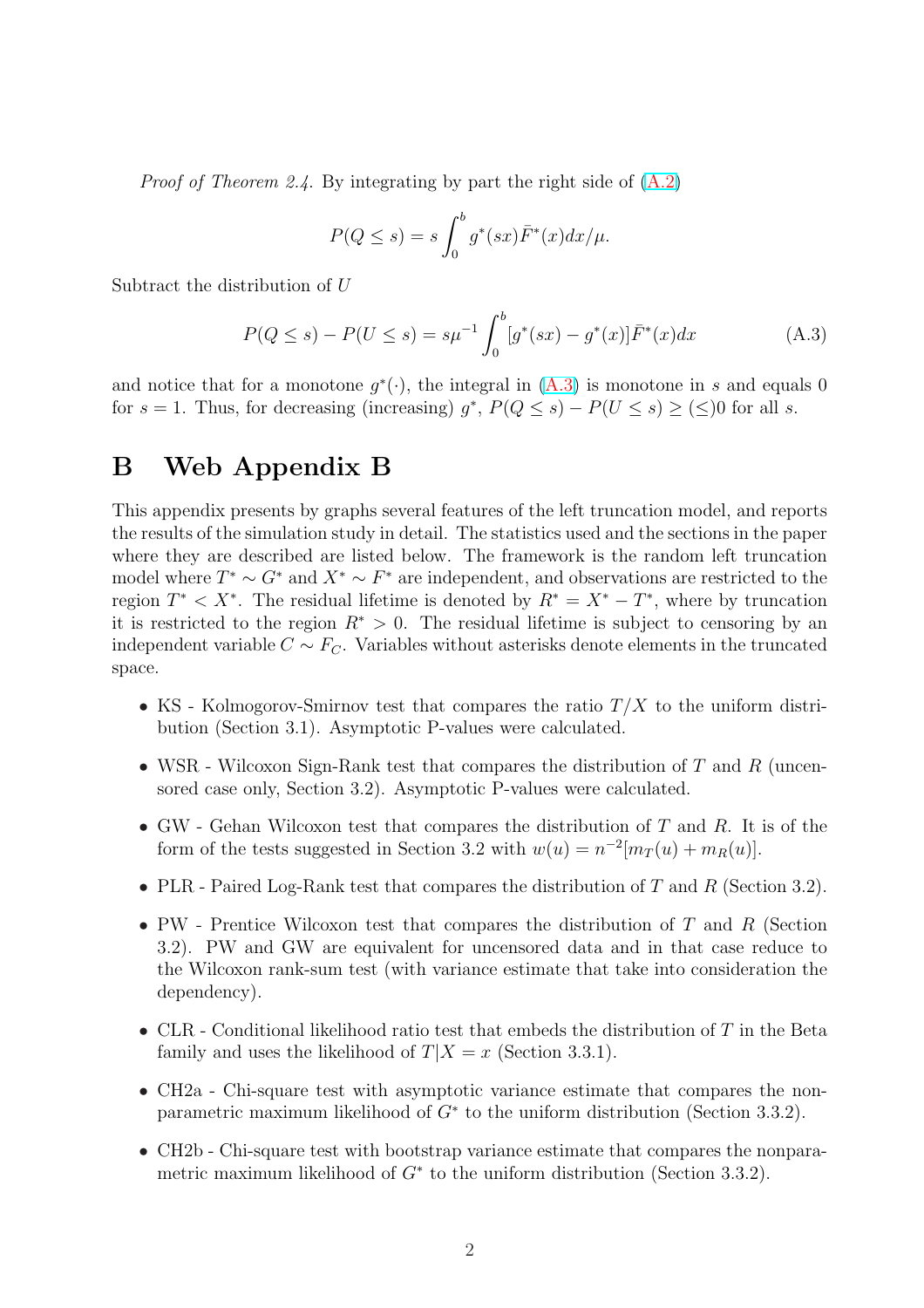*Proof of Theorem 2.4.* By integrating by part the right side of (A.2)

$$P(Q \leq s) = s \int_0^b g^*(sx) \bar{F}^*(x) dx / \mu.$$

Subtract the distribution of $U$

$$P(Q \leq s) - P(U \leq s) = s\mu^{-1} \int_0^b [g^*(sx) - g^*(x)] \bar{F}^*(x) dx \tag{A.3}$$

and notice that for a monotone $g^*(\cdot)$, the integral in (A.3) is monotone in $s$ and equals 0 for $s = 1$. Thus, for decreasing (increasing) $g^*$, $P(Q \leq s) - P(U \leq s) \geq (\leq) 0$ for all $s$.

# B Web Appendix B

This appendix presents by graphs several features of the left truncation model, and reports the results of the simulation study in detail. The statistics used and the sections in the paper where they are described are listed below. The framework is the random left truncation model where $T^* \sim G^*$ and $X^* \sim F^*$ are independent, and observations are restricted to the region $T^* < X^*$. The residual lifetime is denoted by $R^* = X^* - T^*$, where by truncation it is restricted to the region $R^* > 0$. The residual lifetime is subject to censoring by an independent variable $C \sim F_C$. Variables without asterisks denote elements in the truncated space.

- KS - Kolmogorov-Smirnov test that compares the ratio $T/X$ to the uniform distribution (Section 3.1). Asymptotic P-values were calculated.
- WSR - Wilcoxon Sign-Rank test that compares the distribution of $T$ and $R$ (uncensored case only, Section 3.2). Asymptotic P-values were calculated.
- GW - Gehan Wilcoxon test that compares the distribution of $T$ and $R$. It is of the form of the tests suggested in Section 3.2 with $w(u) = n^{-2}[m_T(u) + m_R(u)]$.
- PLR - Paired Log-Rank test that compares the distribution of $T$ and $R$ (Section 3.2).
- PW - Prentice Wilcoxon test that compares the distribution of $T$ and $R$ (Section 3.2). PW and GW are equivalent for uncensored data and in that case reduce to the Wilcoxon rank-sum test (with variance estimate that take into consideration the dependency).
- CLR - Conditional likelihood ratio test that embeds the distribution of $T$ in the Beta family and uses the likelihood of $T|X = x$ (Section 3.3.1).
- CH2a - Chi-square test with asymptotic variance estimate that compares the nonparametric maximum likelihood of $G^*$ to the uniform distribution (Section 3.3.2).
- CH2b - Chi-square test with bootstrap variance estimate that compares the nonparametric maximum likelihood of $G^*$ to the uniform distribution (Section 3.3.2).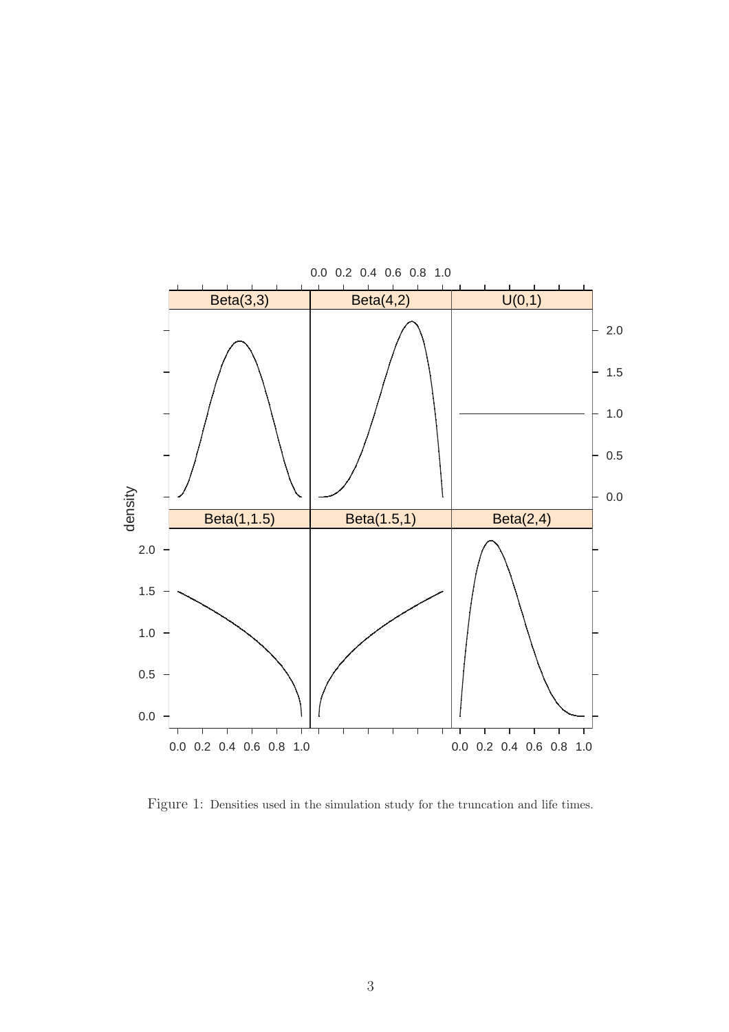Figure 1: Densities used in the simulation study for the truncation and life times.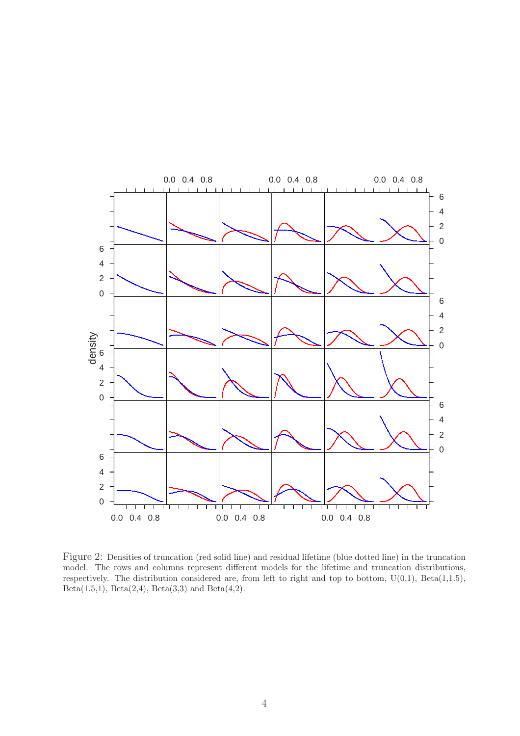Figure 2: Densities of truncation (red solid line) and residual lifetime (blue dotted line) in the truncation model. The rows and columns represent different models for the lifetime and truncation distributions, respectively. The distribution considered are, from left to right and top to bottom, U(0,1), Beta(1,1.5), Beta(1.5,1), Beta(2,4), Beta(3,3) and Beta(4,2).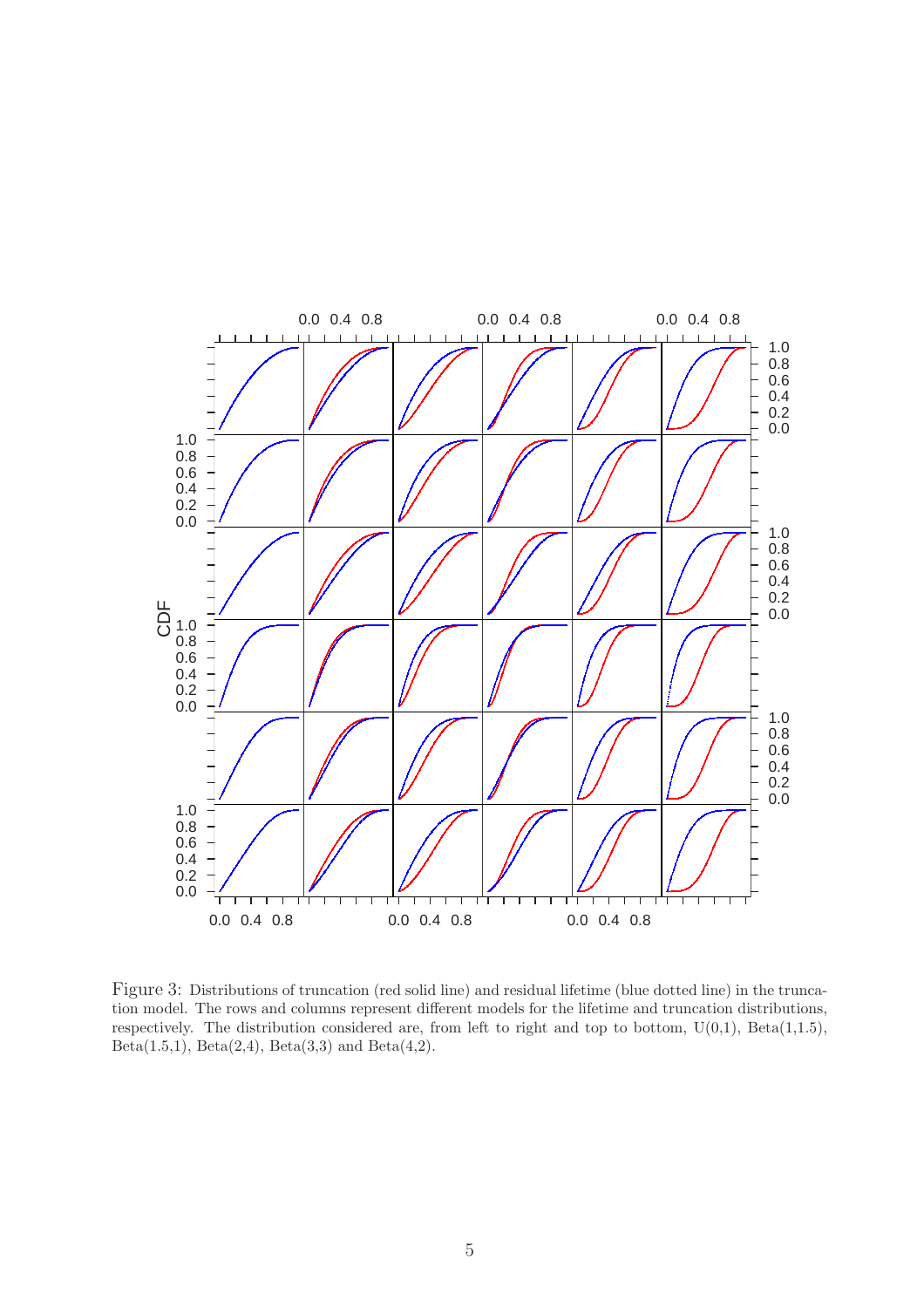Figure 3: Distributions of truncation (red solid line) and residual lifetime (blue dotted line) in the truncation model. The rows and columns represent different models for the lifetime and truncation distributions, respectively. The distribution considered are, from left to right and top to bottom, U(0,1), Beta(1,1.5), Beta(1.5,1), Beta(2,4), Beta(3,3) and Beta(4,2).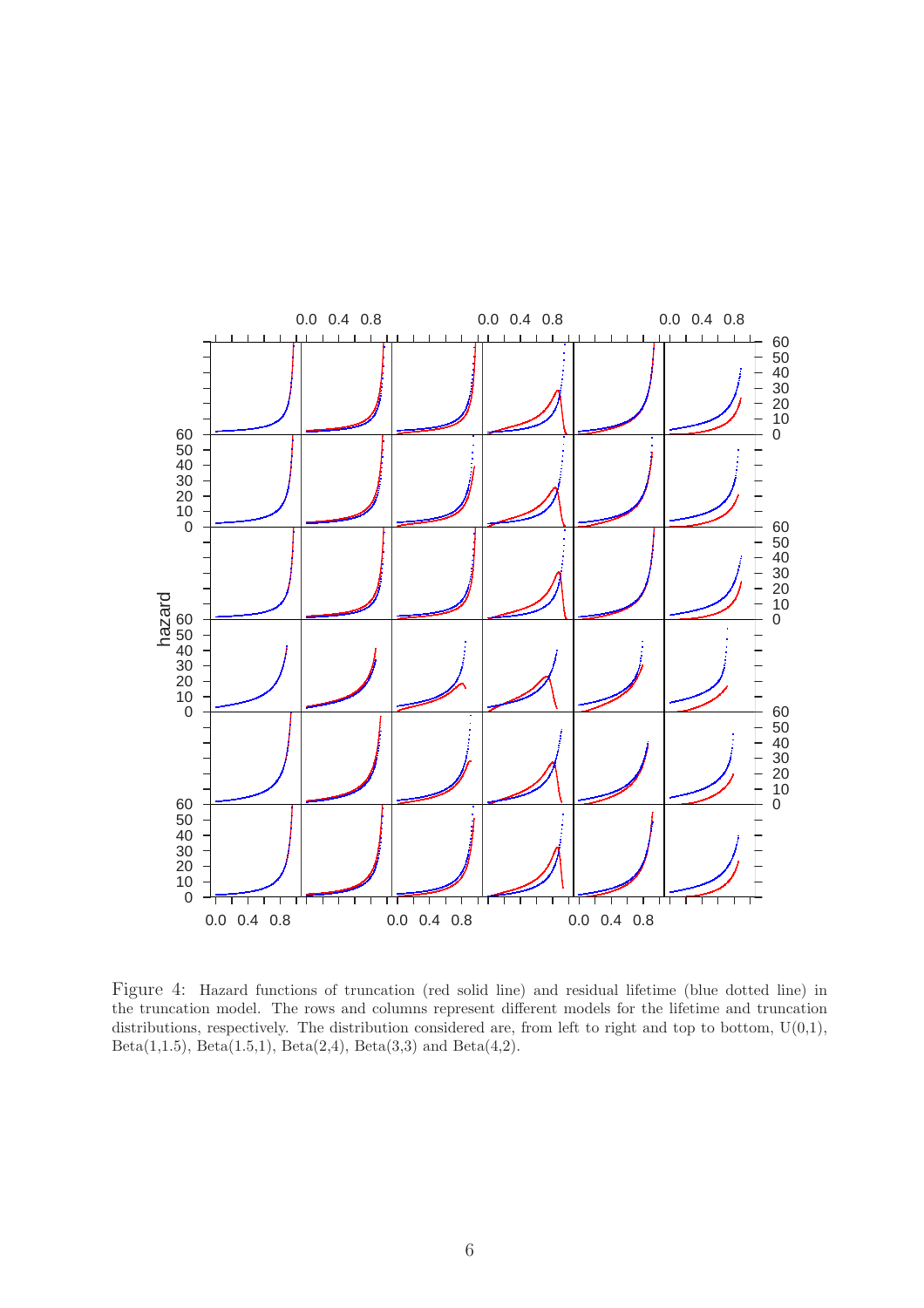Figure 4: Hazard functions of truncation (red solid line) and residual lifetime (blue dotted line) in the truncation model. The rows and columns represent different models for the lifetime and truncation distributions, respectively. The distribution considered are, from left to right and top to bottom, U(0,1), Beta(1,1.5), Beta(1.5,1), Beta(2,4), Beta(3,3) and Beta(4,2).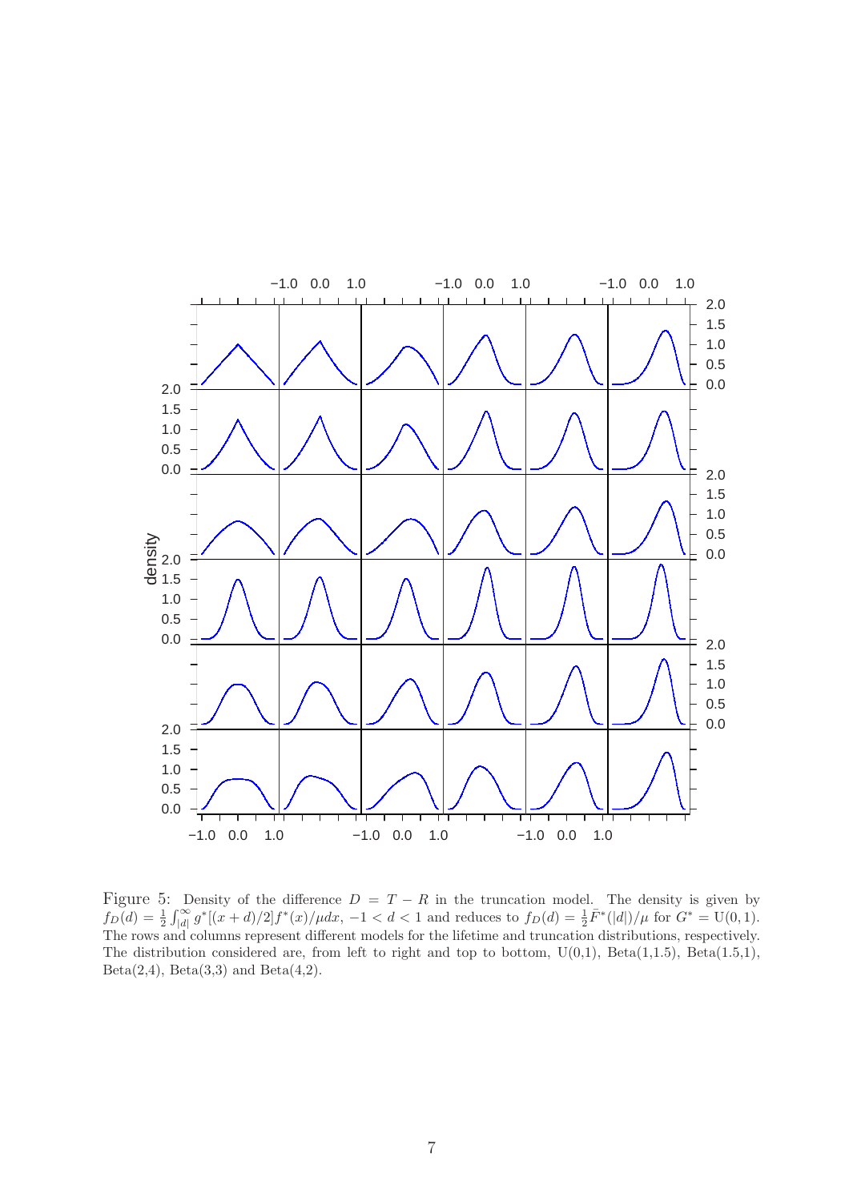Figure 5: Density of the difference $D = T - R$ in the truncation model. The density is given by $f_D(d) = \frac{1}{2}\int_{|d|}^{\infty} g^*[(x+d)/2]f^*(x)/\mu dx$, $-1 < d < 1$ and reduces to $f_D(d) = \frac{1}{2}\bar{F}^*(|d|)/\mu$ for $G^* = \mathrm{U}(0,1)$. The rows and columns represent different models for the lifetime and truncation distributions, respectively. The distribution considered are, from left to right and top to bottom, U(0,1), Beta(1,1.5), Beta(1.5,1), Beta(2,4), Beta(3,3) and Beta(4,2).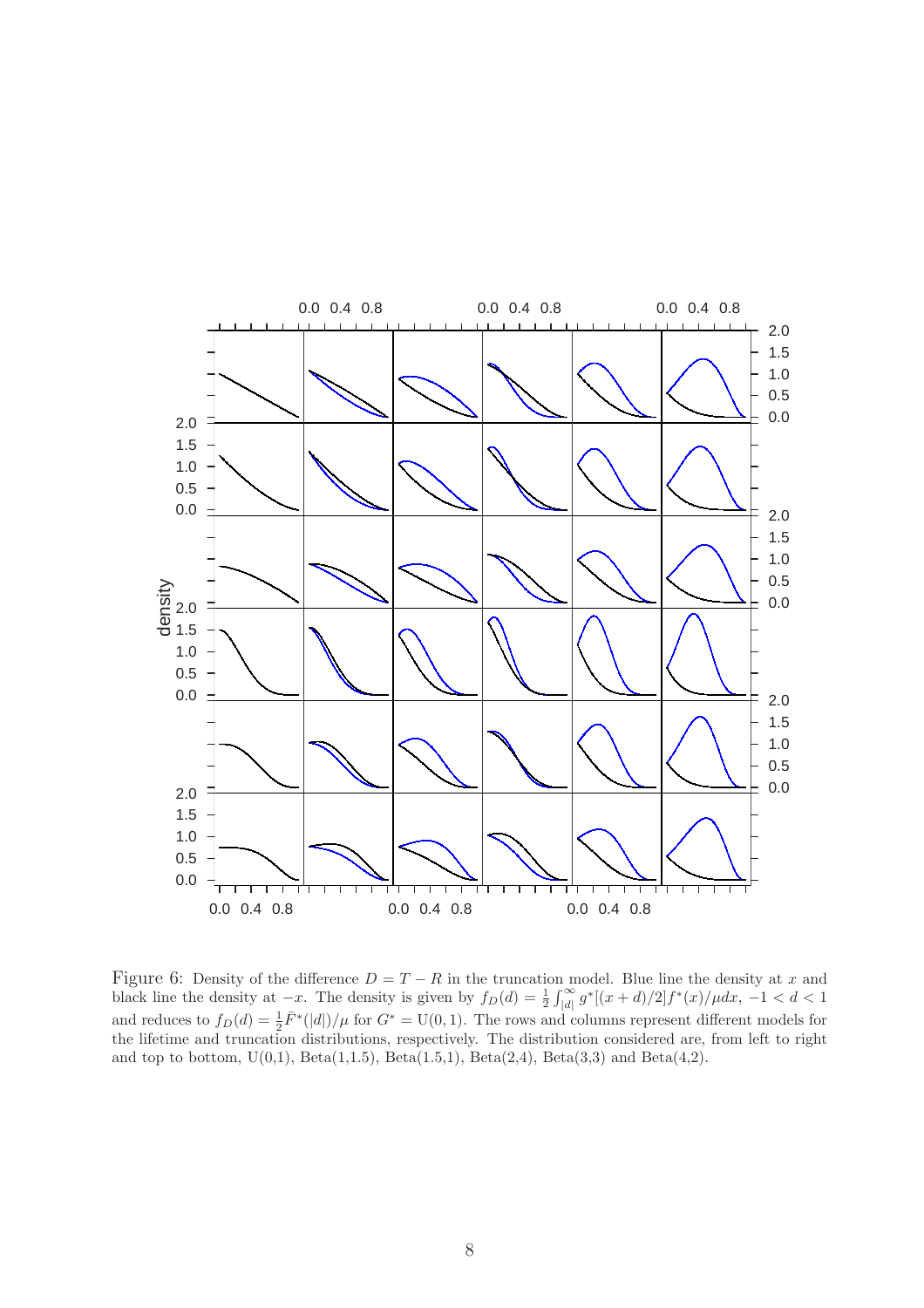Figure 6: Density of the difference $D = T - R$ in the truncation model. Blue line the density at $x$ and black line the density at $-x$. The density is given by $f_D(d) = \frac{1}{2}\int_{|d|}^{\infty} g^*[(x+d)/2] f^*(x)/\mu dx$, $-1 < d < 1$ and reduces to $f_D(d) = \frac{1}{2}\bar{F}^*(|d|)/\mu$ for $G^* = \mathrm{U}(0,1)$. The rows and columns represent different models for the lifetime and truncation distributions, respectively. The distribution considered are, from left to right and top to bottom, U(0,1), Beta(1,1.5), Beta(1.5,1), Beta(2,4), Beta(3,3) and Beta(4,2).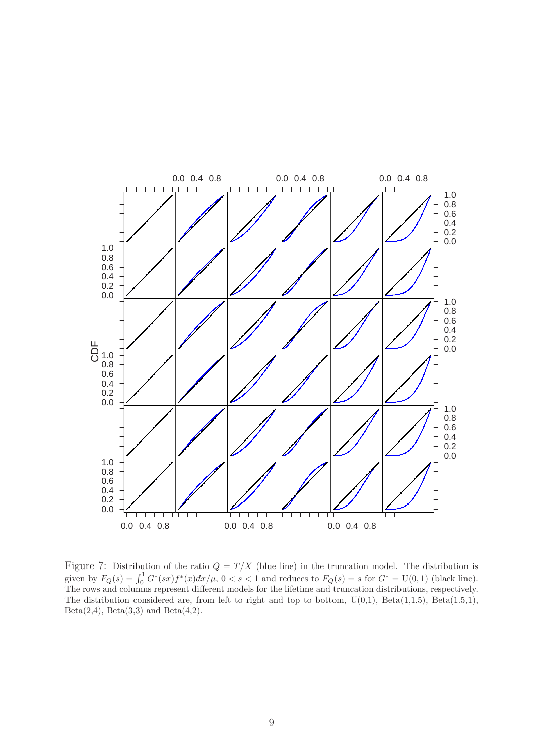Figure 7: Distribution of the ratio $Q = T/X$ (blue line) in the truncation model. The distribution is given by $F_Q(s) = \int_0^1 G^*(sx)f^*(x)dx/\mu$, $0 < s < 1$ and reduces to $F_Q(s) = s$ for $G^* = \text{U}(0,1)$ (black line). The rows and columns represent different models for the lifetime and truncation distributions, respectively. The distribution considered are, from left to right and top to bottom, U(0,1), Beta(1,1.5), Beta(1.5,1), Beta(2,4), Beta(3,3) and Beta(4,2).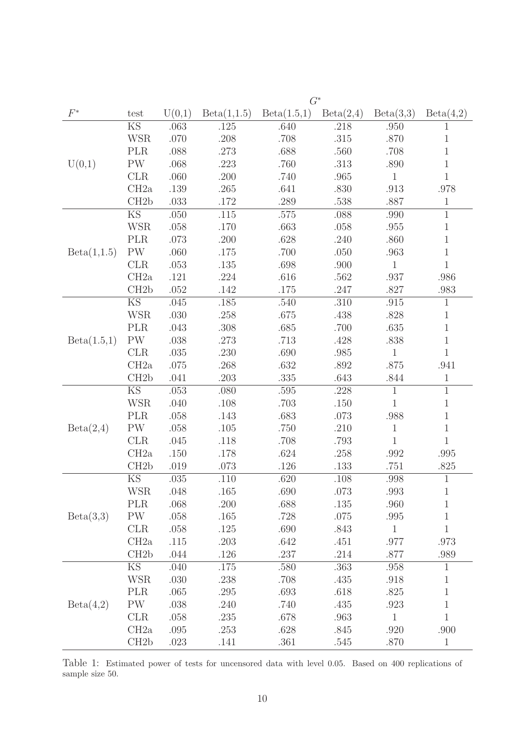| $F^*$ | test | $G^*$ U(0,1) | Beta(1,1.5) | Beta(1.5,1) | Beta(2,4) | Beta(3,3) | Beta(4,2) |
|---|---|---|---|---|---|---|---|
| U(0,1) | KS | .063 | .125 | .640 | .218 | .950 | 1 |
| | WSR | .070 | .208 | .708 | .315 | .870 | 1 |
| | PLR | .088 | .273 | .688 | .560 | .708 | 1 |
| | PW | .068 | .223 | .760 | .313 | .890 | 1 |
| | CLR | .060 | .200 | .740 | .965 | 1 | 1 |
| | CH2a | .139 | .265 | .641 | .830 | .913 | .978 |
| | CH2b | .033 | .172 | .289 | .538 | .887 | 1 |
| Beta(1,1.5) | KS | .050 | .115 | .575 | .088 | .990 | 1 |
| | WSR | .058 | .170 | .663 | .058 | .955 | 1 |
| | PLR | .073 | .200 | .628 | .240 | .860 | 1 |
| | PW | .060 | .175 | .700 | .050 | .963 | 1 |
| | CLR | .053 | .135 | .698 | .900 | 1 | 1 |
| | CH2a | .121 | .224 | .616 | .562 | .937 | .986 |
| | CH2b | .052 | .142 | .175 | .247 | .827 | .983 |
| Beta(1.5,1) | KS | .045 | .185 | .540 | .310 | .915 | 1 |
| | WSR | .030 | .258 | .675 | .438 | .828 | 1 |
| | PLR | .043 | .308 | .685 | .700 | .635 | 1 |
| | PW | .038 | .273 | .713 | .428 | .838 | 1 |
| | CLR | .035 | .230 | .690 | .985 | 1 | 1 |
| | CH2a | .075 | .268 | .632 | .892 | .875 | .941 |
| | CH2b | .041 | .203 | .335 | .643 | .844 | 1 |
| Beta(2,4) | KS | .053 | .080 | .595 | .228 | 1 | 1 |
| | WSR | .040 | .108 | .703 | .150 | 1 | 1 |
| | PLR | .058 | .143 | .683 | .073 | .988 | 1 |
| | PW | .058 | .105 | .750 | .210 | 1 | 1 |
| | CLR | .045 | .118 | .708 | .793 | 1 | 1 |
| | CH2a | .150 | .178 | .624 | .258 | .992 | .995 |
| | CH2b | .019 | .073 | .126 | .133 | .751 | .825 |
| Beta(3,3) | KS | .035 | .110 | .620 | .108 | .998 | 1 |
| | WSR | .048 | .165 | .690 | .073 | .993 | 1 |
| | PLR | .068 | .200 | .688 | .135 | .960 | 1 |
| | PW | .058 | .165 | .728 | .075 | .995 | 1 |
| | CLR | .058 | .125 | .690 | .843 | 1 | 1 |
| | CH2a | .115 | .203 | .642 | .451 | .977 | .973 |
| | CH2b | .044 | .126 | .237 | .214 | .877 | .989 |
| Beta(4,2) | KS | .040 | .175 | .580 | .363 | .958 | 1 |
| | WSR | .030 | .238 | .708 | .435 | .918 | 1 |
| | PLR | .065 | .295 | .693 | .618 | .825 | 1 |
| | PW | .038 | .240 | .740 | .435 | .923 | 1 |
| | CLR | .058 | .235 | .678 | .963 | 1 | 1 |
| | CH2a | .095 | .253 | .628 | .845 | .920 | .900 |
| | CH2b | .023 | .141 | .361 | .545 | .870 | 1 |

Table 1: Estimated power of tests for uncensored data with level 0.05. Based on 400 replications of sample size 50.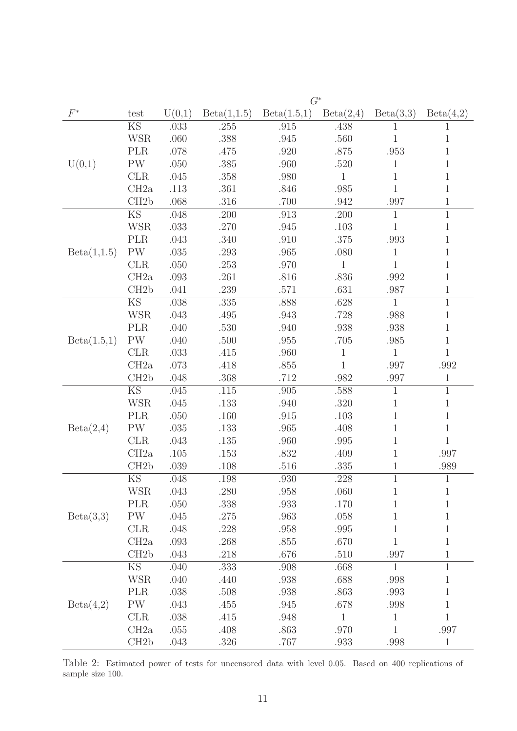| | | $G^*$ | | | | | |
|---|---|---|---|---|---|---|---|
| $F^*$ | test | U(0,1) | Beta(1,1.5) | Beta(1.5,1) | Beta(2,4) | Beta(3,3) | Beta(4,2) |
| U(0,1) | KS | .033 | .255 | .915 | .438 | 1 | 1 |
| | WSR | .060 | .388 | .945 | .560 | 1 | 1 |
| | PLR | .078 | .475 | .920 | .875 | .953 | 1 |
| | PW | .050 | .385 | .960 | .520 | 1 | 1 |
| | CLR | .045 | .358 | .980 | 1 | 1 | 1 |
| | CH2a | .113 | .361 | .846 | .985 | 1 | 1 |
| | CH2b | .068 | .316 | .700 | .942 | .997 | 1 |
| Beta(1,1.5) | KS | .048 | .200 | .913 | .200 | 1 | 1 |
| | WSR | .033 | .270 | .945 | .103 | 1 | 1 |
| | PLR | .043 | .340 | .910 | .375 | .993 | 1 |
| | PW | .035 | .293 | .965 | .080 | 1 | 1 |
| | CLR | .050 | .253 | .970 | 1 | 1 | 1 |
| | CH2a | .093 | .261 | .816 | .836 | .992 | 1 |
| | CH2b | .041 | .239 | .571 | .631 | .987 | 1 |
| Beta(1.5,1) | KS | .038 | .335 | .888 | .628 | 1 | 1 |
| | WSR | .043 | .495 | .943 | .728 | .988 | 1 |
| | PLR | .040 | .530 | .940 | .938 | .938 | 1 |
| | PW | .040 | .500 | .955 | .705 | .985 | 1 |
| | CLR | .033 | .415 | .960 | 1 | 1 | 1 |
| | CH2a | .073 | .418 | .855 | 1 | .997 | .992 |
| | CH2b | .048 | .368 | .712 | .982 | .997 | 1 |
| Beta(2,4) | KS | .045 | .115 | .905 | .588 | 1 | 1 |
| | WSR | .045 | .133 | .940 | .320 | 1 | 1 |
| | PLR | .050 | .160 | .915 | .103 | 1 | 1 |
| | PW | .035 | .133 | .965 | .408 | 1 | 1 |
| | CLR | .043 | .135 | .960 | .995 | 1 | 1 |
| | CH2a | .105 | .153 | .832 | .409 | 1 | .997 |
| | CH2b | .039 | .108 | .516 | .335 | 1 | .989 |
| Beta(3,3) | KS | .048 | .198 | .930 | .228 | 1 | 1 |
| | WSR | .043 | .280 | .958 | .060 | 1 | 1 |
| | PLR | .050 | .338 | .933 | .170 | 1 | 1 |
| | PW | .045 | .275 | .963 | .058 | 1 | 1 |
| | CLR | .048 | .228 | .958 | .995 | 1 | 1 |
| | CH2a | .093 | .268 | .855 | .670 | 1 | 1 |
| | CH2b | .043 | .218 | .676 | .510 | .997 | 1 |
| Beta(4,2) | KS | .040 | .333 | .908 | .668 | 1 | 1 |
| | WSR | .040 | .440 | .938 | .688 | .998 | 1 |
| | PLR | .038 | .508 | .938 | .863 | .993 | 1 |
| | PW | .043 | .455 | .945 | .678 | .998 | 1 |
| | CLR | .038 | .415 | .948 | 1 | 1 | 1 |
| | CH2a | .055 | .408 | .863 | .970 | 1 | .997 |
| | CH2b | .043 | .326 | .767 | .933 | .998 | 1 |

Table 2: Estimated power of tests for uncensored data with level 0.05. Based on 400 replications of sample size 100.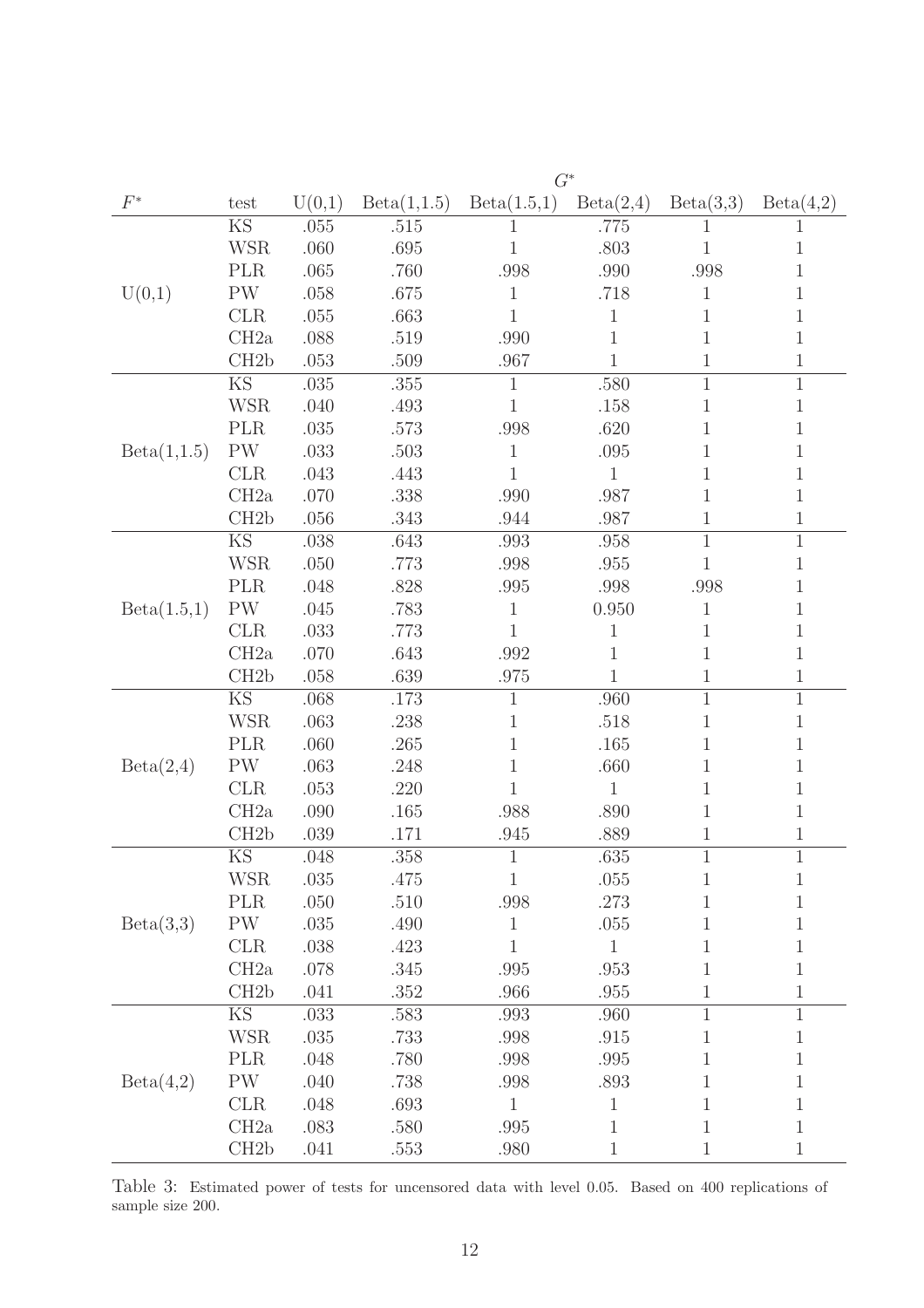|  |  | $G^*$ |  |  |  |  |  |
|---|---|---|---|---|---|---|---|
| $F^*$ | test | U(0,1) | Beta(1,1.5) | Beta(1.5,1) | Beta(2,4) | Beta(3,3) | Beta(4,2) |
| U(0,1) | KS | .055 | .515 | 1 | .775 | 1 | 1 |
|  | WSR | .060 | .695 | 1 | .803 | 1 | 1 |
|  | PLR | .065 | .760 | .998 | .990 | .998 | 1 |
|  | PW | .058 | .675 | 1 | .718 | 1 | 1 |
|  | CLR | .055 | .663 | 1 | 1 | 1 | 1 |
|  | CH2a | .088 | .519 | .990 | 1 | 1 | 1 |
|  | CH2b | .053 | .509 | .967 | 1 | 1 | 1 |
| Beta(1,1.5) | KS | .035 | .355 | 1 | .580 | 1 | 1 |
|  | WSR | .040 | .493 | 1 | .158 | 1 | 1 |
|  | PLR | .035 | .573 | .998 | .620 | 1 | 1 |
|  | PW | .033 | .503 | 1 | .095 | 1 | 1 |
|  | CLR | .043 | .443 | 1 | 1 | 1 | 1 |
|  | CH2a | .070 | .338 | .990 | .987 | 1 | 1 |
|  | CH2b | .056 | .343 | .944 | .987 | 1 | 1 |
| Beta(1.5,1) | KS | .038 | .643 | .993 | .958 | 1 | 1 |
|  | WSR | .050 | .773 | .998 | .955 | 1 | 1 |
|  | PLR | .048 | .828 | .995 | .998 | .998 | 1 |
|  | PW | .045 | .783 | 1 | 0.950 | 1 | 1 |
|  | CLR | .033 | .773 | 1 | 1 | 1 | 1 |
|  | CH2a | .070 | .643 | .992 | 1 | 1 | 1 |
|  | CH2b | .058 | .639 | .975 | 1 | 1 | 1 |
| Beta(2,4) | KS | .068 | .173 | 1 | .960 | 1 | 1 |
|  | WSR | .063 | .238 | 1 | .518 | 1 | 1 |
|  | PLR | .060 | .265 | 1 | .165 | 1 | 1 |
|  | PW | .063 | .248 | 1 | .660 | 1 | 1 |
|  | CLR | .053 | .220 | 1 | 1 | 1 | 1 |
|  | CH2a | .090 | .165 | .988 | .890 | 1 | 1 |
|  | CH2b | .039 | .171 | .945 | .889 | 1 | 1 |
| Beta(3,3) | KS | .048 | .358 | 1 | .635 | 1 | 1 |
|  | WSR | .035 | .475 | 1 | .055 | 1 | 1 |
|  | PLR | .050 | .510 | .998 | .273 | 1 | 1 |
|  | PW | .035 | .490 | 1 | .055 | 1 | 1 |
|  | CLR | .038 | .423 | 1 | 1 | 1 | 1 |
|  | CH2a | .078 | .345 | .995 | .953 | 1 | 1 |
|  | CH2b | .041 | .352 | .966 | .955 | 1 | 1 |
| Beta(4,2) | KS | .033 | .583 | .993 | .960 | 1 | 1 |
|  | WSR | .035 | .733 | .998 | .915 | 1 | 1 |
|  | PLR | .048 | .780 | .998 | .995 | 1 | 1 |
|  | PW | .040 | .738 | .998 | .893 | 1 | 1 |
|  | CLR | .048 | .693 | 1 | 1 | 1 | 1 |
|  | CH2a | .083 | .580 | .995 | 1 | 1 | 1 |
|  | CH2b | .041 | .553 | .980 | 1 | 1 | 1 |

Table 3: Estimated power of tests for uncensored data with level 0.05. Based on 400 replications of sample size 200.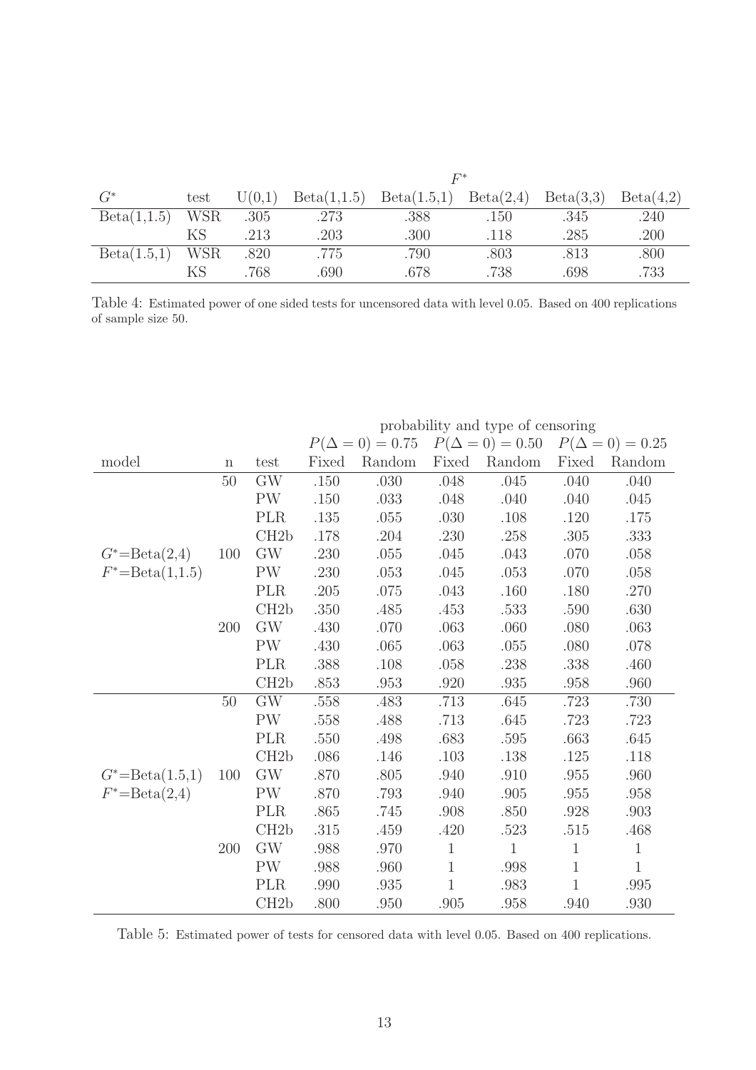| | | $F^*$ | | | | | |
|---|---|---|---|---|---|---|---|
| $G^*$ | test | U(0,1) | Beta(1,1.5) | Beta(1.5,1) | Beta(2,4) | Beta(3,3) | Beta(4,2) |
| Beta(1,1.5) | WSR | .305 | .273 | .388 | .150 | .345 | .240 |
| | KS | .213 | .203 | .300 | .118 | .285 | .200 |
| Beta(1.5,1) | WSR | .820 | .775 | .790 | .803 | .813 | .800 |
| | KS | .768 | .690 | .678 | .738 | .698 | .733 |

Table 4: Estimated power of one sided tests for uncensored data with level 0.05. Based on 400 replications of sample size 50.

| | | | probability and type of censoring | | | | | |
|---|---|---|---|---|---|---|---|---|
| | | | $P(\Delta = 0) = 0.75$ | | $P(\Delta = 0) = 0.50$ | | $P(\Delta = 0) = 0.25$ | |
| model | n | test | Fixed | Random | Fixed | Random | Fixed | Random |
| | 50 | GW | .150 | .030 | .048 | .045 | .040 | .040 |
| | | PW | .150 | .033 | .048 | .040 | .040 | .045 |
| | | PLR | .135 | .055 | .030 | .108 | .120 | .175 |
| | | CH2b | .178 | .204 | .230 | .258 | .305 | .333 |
| $G^*$=Beta(2,4) | 100 | GW | .230 | .055 | .045 | .043 | .070 | .058 |
| $F^*$=Beta(1,1.5) | | PW | .230 | .053 | .045 | .053 | .070 | .058 |
| | | PLR | .205 | .075 | .043 | .160 | .180 | .270 |
| | | CH2b | .350 | .485 | .453 | .533 | .590 | .630 |
| | 200 | GW | .430 | .070 | .063 | .060 | .080 | .063 |
| | | PW | .430 | .065 | .063 | .055 | .080 | .078 |
| | | PLR | .388 | .108 | .058 | .238 | .338 | .460 |
| | | CH2b | .853 | .953 | .920 | .935 | .958 | .960 |
| | 50 | GW | .558 | .483 | .713 | .645 | .723 | .730 |
| | | PW | .558 | .488 | .713 | .645 | .723 | .723 |
| | | PLR | .550 | .498 | .683 | .595 | .663 | .645 |
| | | CH2b | .086 | .146 | .103 | .138 | .125 | .118 |
| $G^*$=Beta(1.5,1) | 100 | GW | .870 | .805 | .940 | .910 | .955 | .960 |
| $F^*$=Beta(2,4) | | PW | .870 | .793 | .940 | .905 | .955 | .958 |
| | | PLR | .865 | .745 | .908 | .850 | .928 | .903 |
| | | CH2b | .315 | .459 | .420 | .523 | .515 | .468 |
| | 200 | GW | .988 | .970 | 1 | 1 | 1 | 1 |
| | | PW | .988 | .960 | 1 | .998 | 1 | 1 |
| | | PLR | .990 | .935 | 1 | .983 | 1 | .995 |
| | | CH2b | .800 | .950 | .905 | .958 | .940 | .930 |

Table 5: Estimated power of tests for censored data with level 0.05. Based on 400 replications.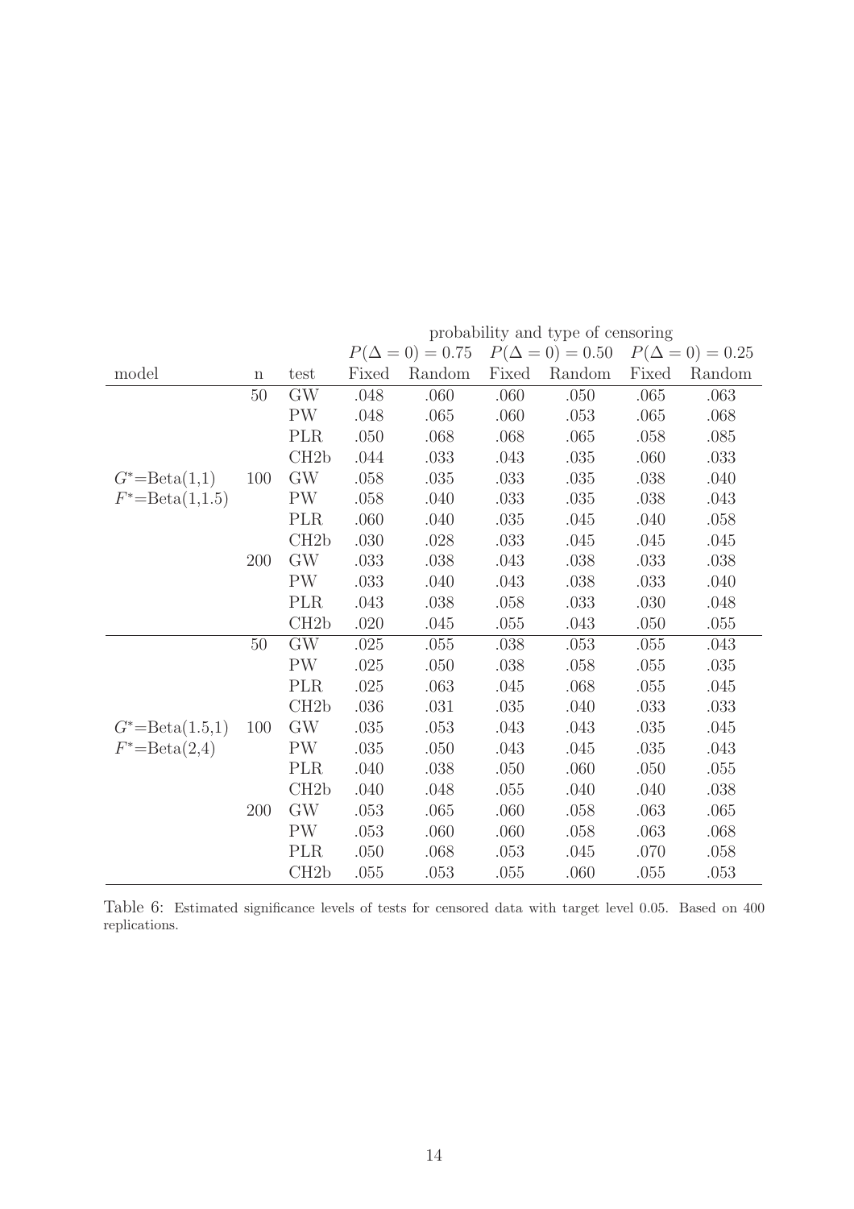| | | | probability and type of censoring | | | | | |
|---|---|---|---|---|---|---|---|---|
| | | | $P(\Delta = 0) = 0.75$ | | $P(\Delta = 0) = 0.50$ | | $P(\Delta = 0) = 0.25$ | |
| model | n | test | Fixed | Random | Fixed | Random | Fixed | Random |
| | 50 | GW | .048 | .060 | .060 | .050 | .065 | .063 |
| | | PW | .048 | .065 | .060 | .053 | .065 | .068 |
| | | PLR | .050 | .068 | .068 | .065 | .058 | .085 |
| | | CH2b | .044 | .033 | .043 | .035 | .060 | .033 |
| $G^{*}$=Beta(1,1) | 100 | GW | .058 | .035 | .033 | .035 | .038 | .040 |
| $F^{*}$=Beta(1,1.5) | | PW | .058 | .040 | .033 | .035 | .038 | .043 |
| | | PLR | .060 | .040 | .035 | .045 | .040 | .058 |
| | | CH2b | .030 | .028 | .033 | .045 | .045 | .045 |
| | 200 | GW | .033 | .038 | .043 | .038 | .033 | .038 |
| | | PW | .033 | .040 | .043 | .038 | .033 | .040 |
| | | PLR | .043 | .038 | .058 | .033 | .030 | .048 |
| | | CH2b | .020 | .045 | .055 | .043 | .050 | .055 |
| | 50 | GW | .025 | .055 | .038 | .053 | .055 | .043 |
| | | PW | .025 | .050 | .038 | .058 | .055 | .035 |
| | | PLR | .025 | .063 | .045 | .068 | .055 | .045 |
| | | CH2b | .036 | .031 | .035 | .040 | .033 | .033 |
| $G^{*}$=Beta(1.5,1) | 100 | GW | .035 | .053 | .043 | .043 | .035 | .045 |
| $F^{*}$=Beta(2,4) | | PW | .035 | .050 | .043 | .045 | .035 | .043 |
| | | PLR | .040 | .038 | .050 | .060 | .050 | .055 |
| | | CH2b | .040 | .048 | .055 | .040 | .040 | .038 |
| | 200 | GW | .053 | .065 | .060 | .058 | .063 | .065 |
| | | PW | .053 | .060 | .060 | .058 | .063 | .068 |
| | | PLR | .050 | .068 | .053 | .045 | .070 | .058 |
| | | CH2b | .055 | .053 | .055 | .060 | .055 | .053 |

Table 6: Estimated significance levels of tests for censored data with target level 0.05. Based on 400 replications.